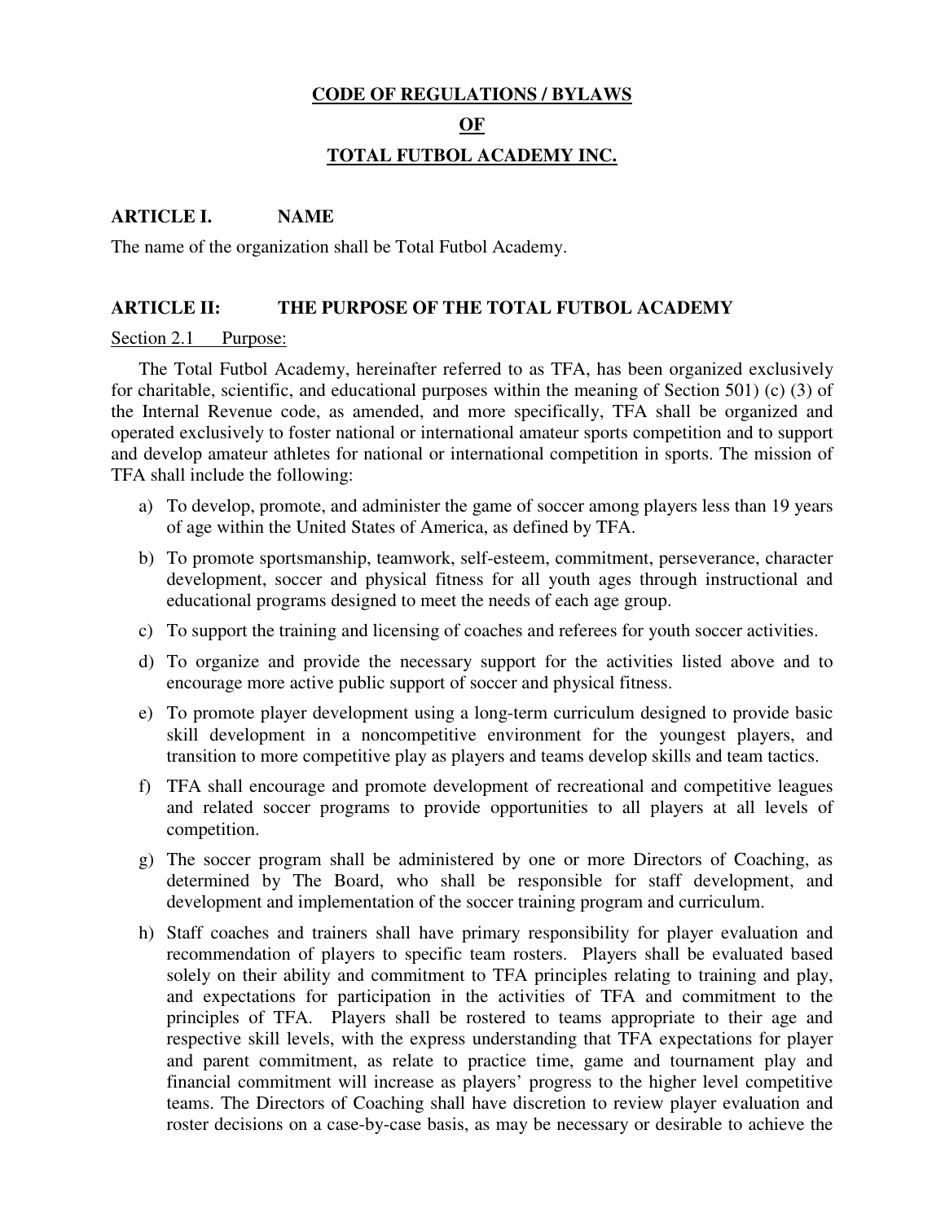**CODE OF REGULATIONS / BYLAWS**

**OF**

**TOTAL FUTBOL ACADEMY INC.**

## ARTICLE I. NAME

The name of the organization shall be Total Futbol Academy.

## ARTICLE II: THE PURPOSE OF THE TOTAL FUTBOL ACADEMY

Section 2.1 Purpose:

The Total Futbol Academy, hereinafter referred to as TFA, has been organized exclusively for charitable, scientific, and educational purposes within the meaning of Section 501) (c) (3) of the Internal Revenue code, as amended, and more specifically, TFA shall be organized and operated exclusively to foster national or international amateur sports competition and to support and develop amateur athletes for national or international competition in sports. The mission of TFA shall include the following:

a) To develop, promote, and administer the game of soccer among players less than 19 years of age within the United States of America, as defined by TFA.

b) To promote sportsmanship, teamwork, self-esteem, commitment, perseverance, character development, soccer and physical fitness for all youth ages through instructional and educational programs designed to meet the needs of each age group.

c) To support the training and licensing of coaches and referees for youth soccer activities.

d) To organize and provide the necessary support for the activities listed above and to encourage more active public support of soccer and physical fitness.

e) To promote player development using a long-term curriculum designed to provide basic skill development in a noncompetitive environment for the youngest players, and transition to more competitive play as players and teams develop skills and team tactics.

f) TFA shall encourage and promote development of recreational and competitive leagues and related soccer programs to provide opportunities to all players at all levels of competition.

g) The soccer program shall be administered by one or more Directors of Coaching, as determined by The Board, who shall be responsible for staff development, and development and implementation of the soccer training program and curriculum.

h) Staff coaches and trainers shall have primary responsibility for player evaluation and recommendation of players to specific team rosters. Players shall be evaluated based solely on their ability and commitment to TFA principles relating to training and play, and expectations for participation in the activities of TFA and commitment to the principles of TFA. Players shall be rostered to teams appropriate to their age and respective skill levels, with the express understanding that TFA expectations for player and parent commitment, as relate to practice time, game and tournament play and financial commitment will increase as players' progress to the higher level competitive teams. The Directors of Coaching shall have discretion to review player evaluation and roster decisions on a case-by-case basis, as may be necessary or desirable to achieve the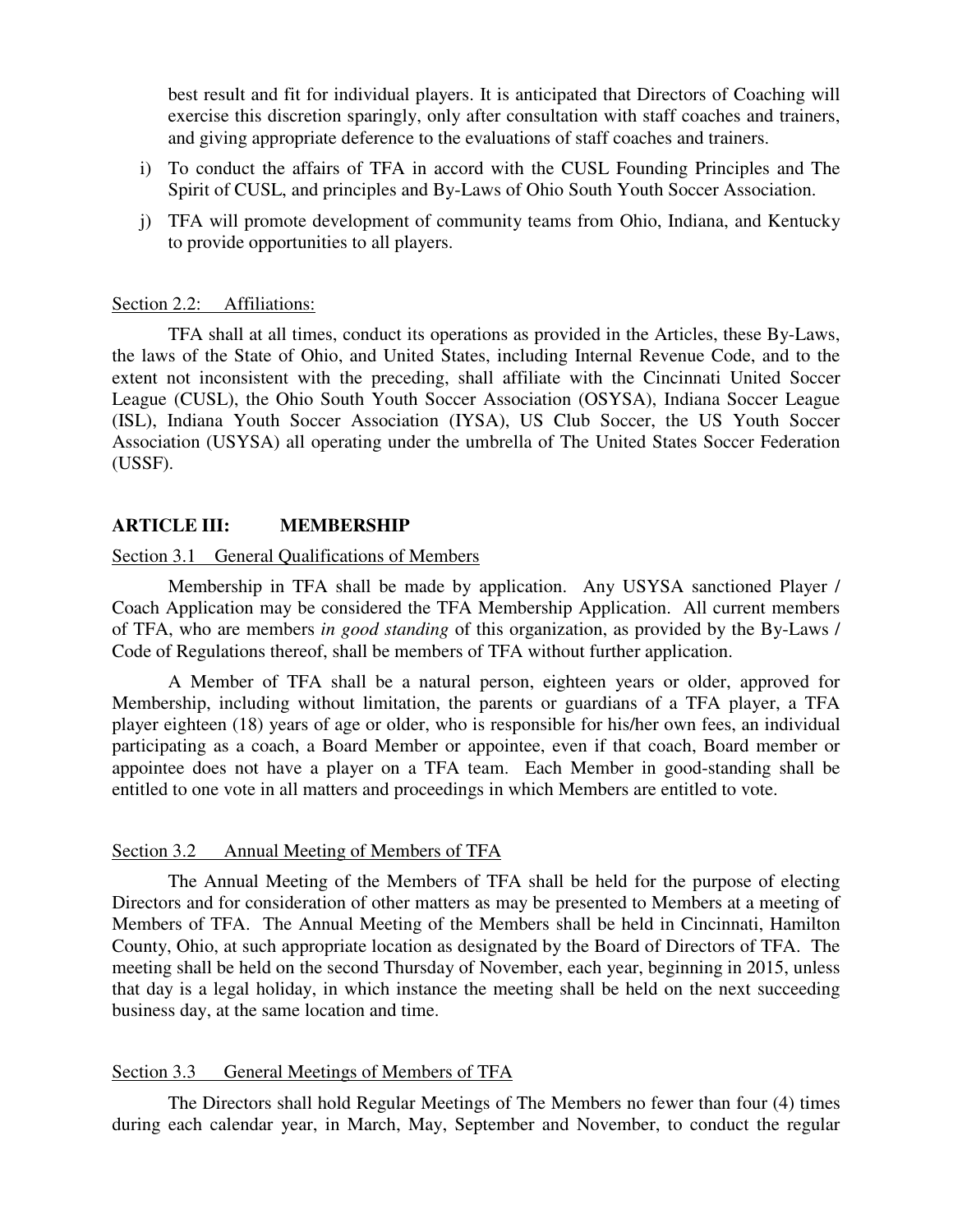best result and fit for individual players. It is anticipated that Directors of Coaching will exercise this discretion sparingly, only after consultation with staff coaches and trainers, and giving appropriate deference to the evaluations of staff coaches and trainers.

i) To conduct the affairs of TFA in accord with the CUSL Founding Principles and The Spirit of CUSL, and principles and By-Laws of Ohio South Youth Soccer Association.

j) TFA will promote development of community teams from Ohio, Indiana, and Kentucky to provide opportunities to all players.

Section 2.2: Affiliations:

TFA shall at all times, conduct its operations as provided in the Articles, these By-Laws, the laws of the State of Ohio, and United States, including Internal Revenue Code, and to the extent not inconsistent with the preceding, shall affiliate with the Cincinnati United Soccer League (CUSL), the Ohio South Youth Soccer Association (OSYSA), Indiana Soccer League (ISL), Indiana Youth Soccer Association (IYSA), US Club Soccer, the US Youth Soccer Association (USYSA) all operating under the umbrella of The United States Soccer Federation (USSF).

## ARTICLE III: MEMBERSHIP

Section 3.1 General Qualifications of Members

Membership in TFA shall be made by application. Any USYSA sanctioned Player / Coach Application may be considered the TFA Membership Application. All current members of TFA, who are members *in good standing* of this organization, as provided by the By-Laws / Code of Regulations thereof, shall be members of TFA without further application.

A Member of TFA shall be a natural person, eighteen years or older, approved for Membership, including without limitation, the parents or guardians of a TFA player, a TFA player eighteen (18) years of age or older, who is responsible for his/her own fees, an individual participating as a coach, a Board Member or appointee, even if that coach, Board member or appointee does not have a player on a TFA team. Each Member in good-standing shall be entitled to one vote in all matters and proceedings in which Members are entitled to vote.

Section 3.2 Annual Meeting of Members of TFA

The Annual Meeting of the Members of TFA shall be held for the purpose of electing Directors and for consideration of other matters as may be presented to Members at a meeting of Members of TFA. The Annual Meeting of the Members shall be held in Cincinnati, Hamilton County, Ohio, at such appropriate location as designated by the Board of Directors of TFA. The meeting shall be held on the second Thursday of November, each year, beginning in 2015, unless that day is a legal holiday, in which instance the meeting shall be held on the next succeeding business day, at the same location and time.

Section 3.3 General Meetings of Members of TFA

The Directors shall hold Regular Meetings of The Members no fewer than four (4) times during each calendar year, in March, May, September and November, to conduct the regular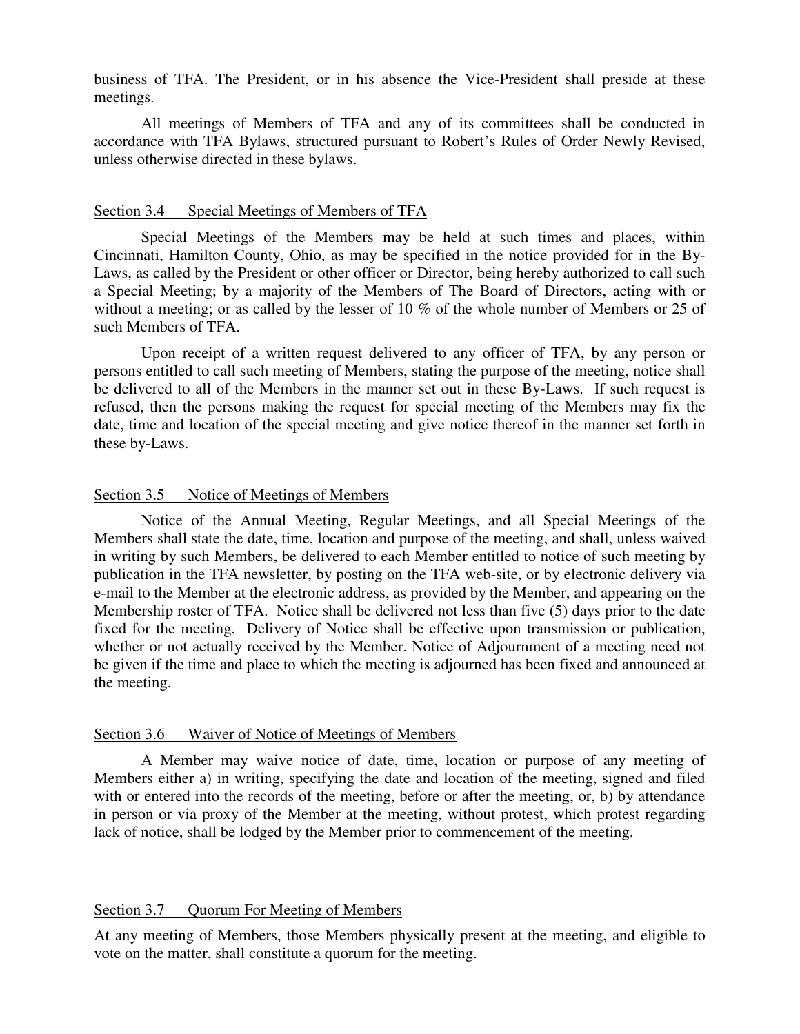business of TFA. The President, or in his absence the Vice-President shall preside at these meetings.

All meetings of Members of TFA and any of its committees shall be conducted in accordance with TFA Bylaws, structured pursuant to Robert's Rules of Order Newly Revised, unless otherwise directed in these bylaws.

### Section 3.4 Special Meetings of Members of TFA

Special Meetings of the Members may be held at such times and places, within Cincinnati, Hamilton County, Ohio, as may be specified in the notice provided for in the By-Laws, as called by the President or other officer or Director, being hereby authorized to call such a Special Meeting; by a majority of the Members of The Board of Directors, acting with or without a meeting; or as called by the lesser of 10 % of the whole number of Members or 25 of such Members of TFA.

Upon receipt of a written request delivered to any officer of TFA, by any person or persons entitled to call such meeting of Members, stating the purpose of the meeting, notice shall be delivered to all of the Members in the manner set out in these By-Laws. If such request is refused, then the persons making the request for special meeting of the Members may fix the date, time and location of the special meeting and give notice thereof in the manner set forth in these by-Laws.

### Section 3.5 Notice of Meetings of Members

Notice of the Annual Meeting, Regular Meetings, and all Special Meetings of the Members shall state the date, time, location and purpose of the meeting, and shall, unless waived in writing by such Members, be delivered to each Member entitled to notice of such meeting by publication in the TFA newsletter, by posting on the TFA web-site, or by electronic delivery via e-mail to the Member at the electronic address, as provided by the Member, and appearing on the Membership roster of TFA. Notice shall be delivered not less than five (5) days prior to the date fixed for the meeting. Delivery of Notice shall be effective upon transmission or publication, whether or not actually received by the Member. Notice of Adjournment of a meeting need not be given if the time and place to which the meeting is adjourned has been fixed and announced at the meeting.

### Section 3.6 Waiver of Notice of Meetings of Members

A Member may waive notice of date, time, location or purpose of any meeting of Members either a) in writing, specifying the date and location of the meeting, signed and filed with or entered into the records of the meeting, before or after the meeting, or, b) by attendance in person or via proxy of the Member at the meeting, without protest, which protest regarding lack of notice, shall be lodged by the Member prior to commencement of the meeting.

### Section 3.7 Quorum For Meeting of Members

At any meeting of Members, those Members physically present at the meeting, and eligible to vote on the matter, shall constitute a quorum for the meeting.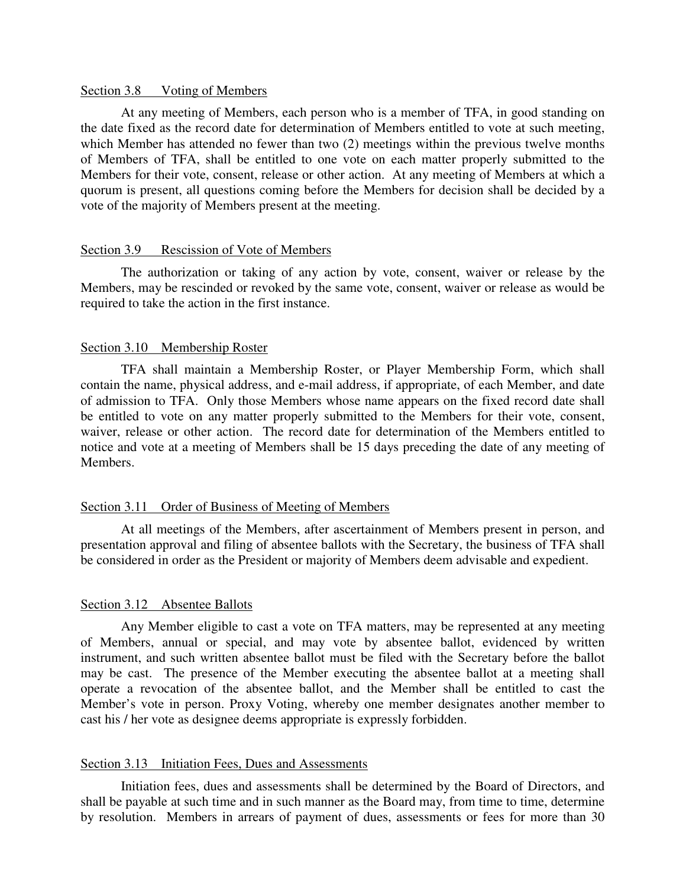### Section 3.8 Voting of Members

At any meeting of Members, each person who is a member of TFA, in good standing on the date fixed as the record date for determination of Members entitled to vote at such meeting, which Member has attended no fewer than two (2) meetings within the previous twelve months of Members of TFA, shall be entitled to one vote on each matter properly submitted to the Members for their vote, consent, release or other action. At any meeting of Members at which a quorum is present, all questions coming before the Members for decision shall be decided by a vote of the majority of Members present at the meeting.

### Section 3.9 Rescission of Vote of Members

The authorization or taking of any action by vote, consent, waiver or release by the Members, may be rescinded or revoked by the same vote, consent, waiver or release as would be required to take the action in the first instance.

### Section 3.10 Membership Roster

TFA shall maintain a Membership Roster, or Player Membership Form, which shall contain the name, physical address, and e-mail address, if appropriate, of each Member, and date of admission to TFA. Only those Members whose name appears on the fixed record date shall be entitled to vote on any matter properly submitted to the Members for their vote, consent, waiver, release or other action. The record date for determination of the Members entitled to notice and vote at a meeting of Members shall be 15 days preceding the date of any meeting of Members.

### Section 3.11 Order of Business of Meeting of Members

At all meetings of the Members, after ascertainment of Members present in person, and presentation approval and filing of absentee ballots with the Secretary, the business of TFA shall be considered in order as the President or majority of Members deem advisable and expedient.

### Section 3.12 Absentee Ballots

Any Member eligible to cast a vote on TFA matters, may be represented at any meeting of Members, annual or special, and may vote by absentee ballot, evidenced by written instrument, and such written absentee ballot must be filed with the Secretary before the ballot may be cast. The presence of the Member executing the absentee ballot at a meeting shall operate a revocation of the absentee ballot, and the Member shall be entitled to cast the Member's vote in person. Proxy Voting, whereby one member designates another member to cast his / her vote as designee deems appropriate is expressly forbidden.

### Section 3.13 Initiation Fees, Dues and Assessments

Initiation fees, dues and assessments shall be determined by the Board of Directors, and shall be payable at such time and in such manner as the Board may, from time to time, determine by resolution. Members in arrears of payment of dues, assessments or fees for more than 30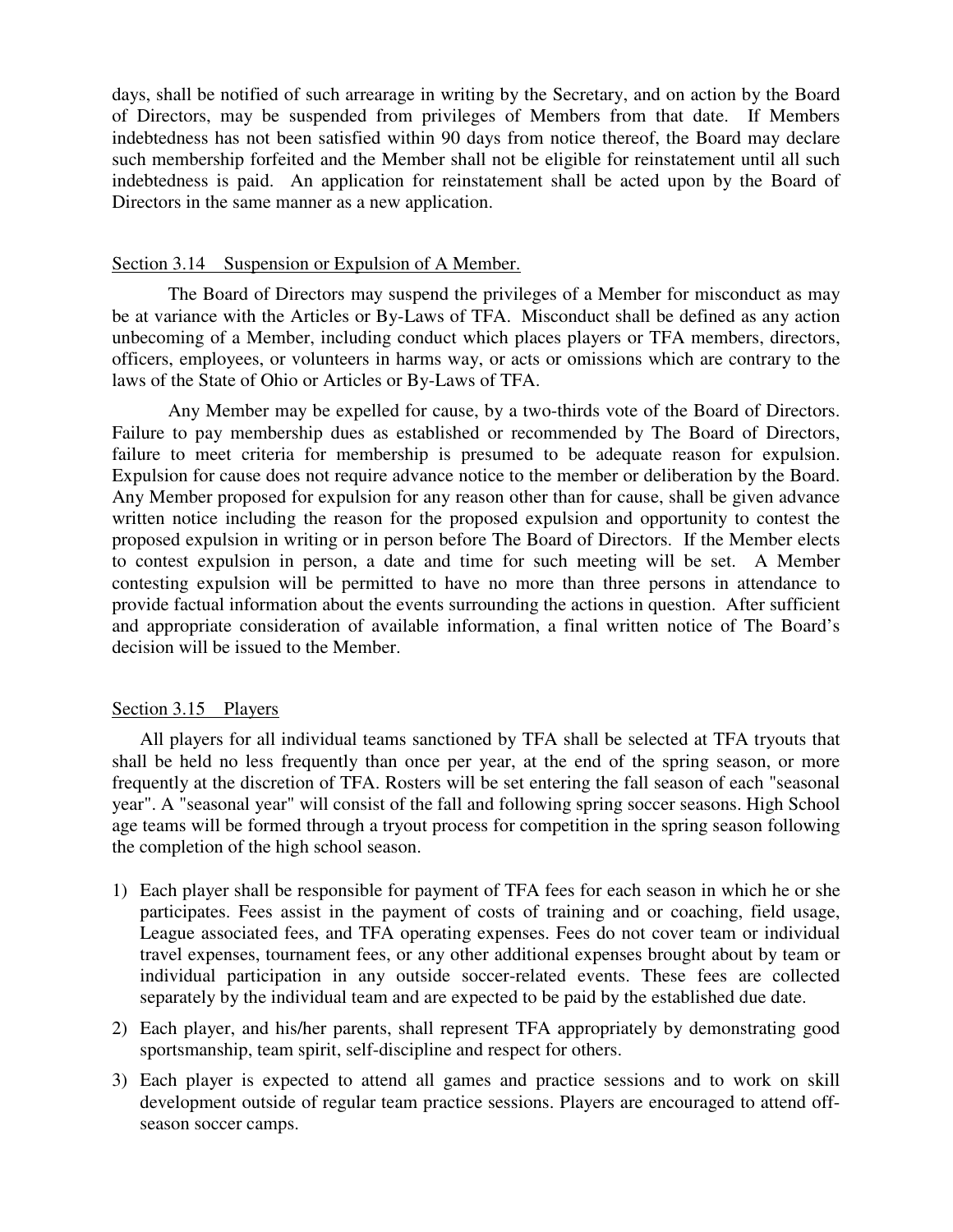days, shall be notified of such arrearage in writing by the Secretary, and on action by the Board of Directors, may be suspended from privileges of Members from that date. If Members indebtedness has not been satisfied within 90 days from notice thereof, the Board may declare such membership forfeited and the Member shall not be eligible for reinstatement until all such indebtedness is paid. An application for reinstatement shall be acted upon by the Board of Directors in the same manner as a new application.

## Section 3.14 Suspension or Expulsion of A Member.

The Board of Directors may suspend the privileges of a Member for misconduct as may be at variance with the Articles or By-Laws of TFA. Misconduct shall be defined as any action unbecoming of a Member, including conduct which places players or TFA members, directors, officers, employees, or volunteers in harms way, or acts or omissions which are contrary to the laws of the State of Ohio or Articles or By-Laws of TFA.

Any Member may be expelled for cause, by a two-thirds vote of the Board of Directors. Failure to pay membership dues as established or recommended by The Board of Directors, failure to meet criteria for membership is presumed to be adequate reason for expulsion. Expulsion for cause does not require advance notice to the member or deliberation by the Board. Any Member proposed for expulsion for any reason other than for cause, shall be given advance written notice including the reason for the proposed expulsion and opportunity to contest the proposed expulsion in writing or in person before The Board of Directors. If the Member elects to contest expulsion in person, a date and time for such meeting will be set. A Member contesting expulsion will be permitted to have no more than three persons in attendance to provide factual information about the events surrounding the actions in question. After sufficient and appropriate consideration of available information, a final written notice of The Board's decision will be issued to the Member.

## Section 3.15 Players

All players for all individual teams sanctioned by TFA shall be selected at TFA tryouts that shall be held no less frequently than once per year, at the end of the spring season, or more frequently at the discretion of TFA. Rosters will be set entering the fall season of each "seasonal year". A "seasonal year" will consist of the fall and following spring soccer seasons. High School age teams will be formed through a tryout process for competition in the spring season following the completion of the high school season.

1) Each player shall be responsible for payment of TFA fees for each season in which he or she participates. Fees assist in the payment of costs of training and or coaching, field usage, League associated fees, and TFA operating expenses. Fees do not cover team or individual travel expenses, tournament fees, or any other additional expenses brought about by team or individual participation in any outside soccer-related events. These fees are collected separately by the individual team and are expected to be paid by the established due date.
2) Each player, and his/her parents, shall represent TFA appropriately by demonstrating good sportsmanship, team spirit, self-discipline and respect for others.
3) Each player is expected to attend all games and practice sessions and to work on skill development outside of regular team practice sessions. Players are encouraged to attend off-season soccer camps.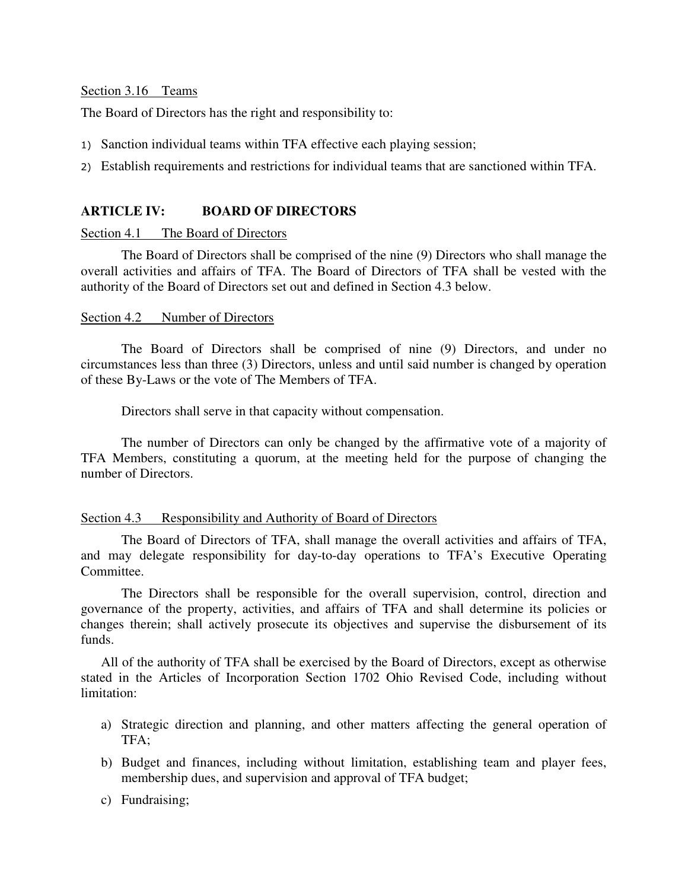Section 3.16 Teams

The Board of Directors has the right and responsibility to:

1) Sanction individual teams within TFA effective each playing session;
2) Establish requirements and restrictions for individual teams that are sanctioned within TFA.

## ARTICLE IV: BOARD OF DIRECTORS

Section 4.1 The Board of Directors

The Board of Directors shall be comprised of the nine (9) Directors who shall manage the overall activities and affairs of TFA. The Board of Directors of TFA shall be vested with the authority of the Board of Directors set out and defined in Section 4.3 below.

Section 4.2 Number of Directors

The Board of Directors shall be comprised of nine (9) Directors, and under no circumstances less than three (3) Directors, unless and until said number is changed by operation of these By-Laws or the vote of The Members of TFA.

Directors shall serve in that capacity without compensation.

The number of Directors can only be changed by the affirmative vote of a majority of TFA Members, constituting a quorum, at the meeting held for the purpose of changing the number of Directors.

Section 4.3 Responsibility and Authority of Board of Directors

The Board of Directors of TFA, shall manage the overall activities and affairs of TFA, and may delegate responsibility for day-to-day operations to TFA's Executive Operating Committee.

The Directors shall be responsible for the overall supervision, control, direction and governance of the property, activities, and affairs of TFA and shall determine its policies or changes therein; shall actively prosecute its objectives and supervise the disbursement of its funds.

All of the authority of TFA shall be exercised by the Board of Directors, except as otherwise stated in the Articles of Incorporation Section 1702 Ohio Revised Code, including without limitation:

a) Strategic direction and planning, and other matters affecting the general operation of TFA;
b) Budget and finances, including without limitation, establishing team and player fees, membership dues, and supervision and approval of TFA budget;
c) Fundraising;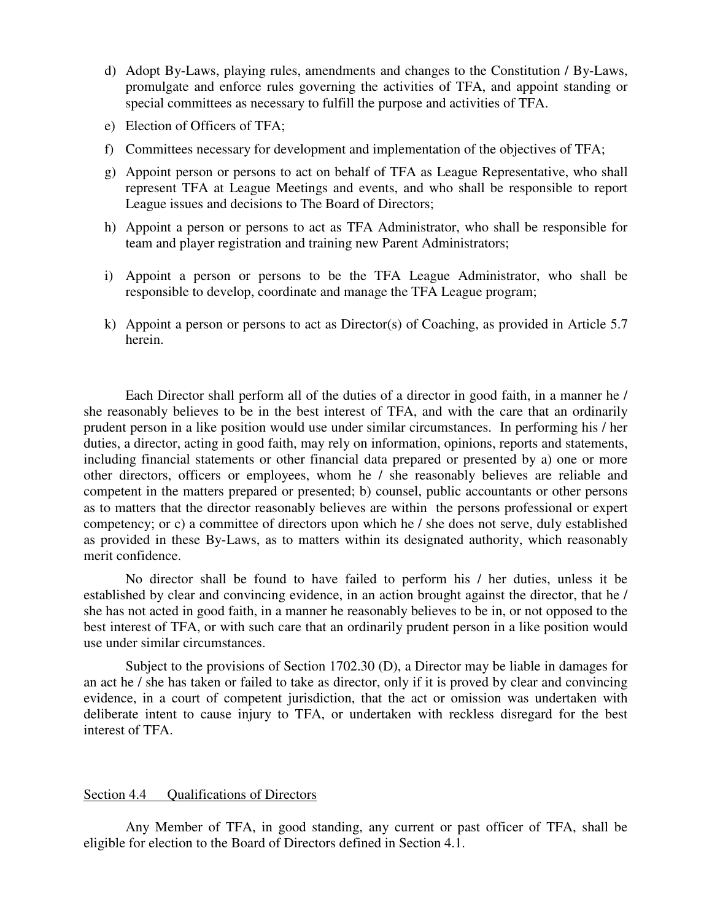d) Adopt By-Laws, playing rules, amendments and changes to the Constitution / By-Laws, promulgate and enforce rules governing the activities of TFA, and appoint standing or special committees as necessary to fulfill the purpose and activities of TFA.

e) Election of Officers of TFA;

f) Committees necessary for development and implementation of the objectives of TFA;

g) Appoint person or persons to act on behalf of TFA as League Representative, who shall represent TFA at League Meetings and events, and who shall be responsible to report League issues and decisions to The Board of Directors;

h) Appoint a person or persons to act as TFA Administrator, who shall be responsible for team and player registration and training new Parent Administrators;

i) Appoint a person or persons to be the TFA League Administrator, who shall be responsible to develop, coordinate and manage the TFA League program;

k) Appoint a person or persons to act as Director(s) of Coaching, as provided in Article 5.7 herein.

Each Director shall perform all of the duties of a director in good faith, in a manner he / she reasonably believes to be in the best interest of TFA, and with the care that an ordinarily prudent person in a like position would use under similar circumstances. In performing his / her duties, a director, acting in good faith, may rely on information, opinions, reports and statements, including financial statements or other financial data prepared or presented by a) one or more other directors, officers or employees, whom he / she reasonably believes are reliable and competent in the matters prepared or presented; b) counsel, public accountants or other persons as to matters that the director reasonably believes are within the persons professional or expert competency; or c) a committee of directors upon which he / she does not serve, duly established as provided in these By-Laws, as to matters within its designated authority, which reasonably merit confidence.

No director shall be found to have failed to perform his / her duties, unless it be established by clear and convincing evidence, in an action brought against the director, that he / she has not acted in good faith, in a manner he reasonably believes to be in, or not opposed to the best interest of TFA, or with such care that an ordinarily prudent person in a like position would use under similar circumstances.

Subject to the provisions of Section 1702.30 (D), a Director may be liable in damages for an act he / she has taken or failed to take as director, only if it is proved by clear and convincing evidence, in a court of competent jurisdiction, that the act or omission was undertaken with deliberate intent to cause injury to TFA, or undertaken with reckless disregard for the best interest of TFA.

## Section 4.4 Qualifications of Directors

Any Member of TFA, in good standing, any current or past officer of TFA, shall be eligible for election to the Board of Directors defined in Section 4.1.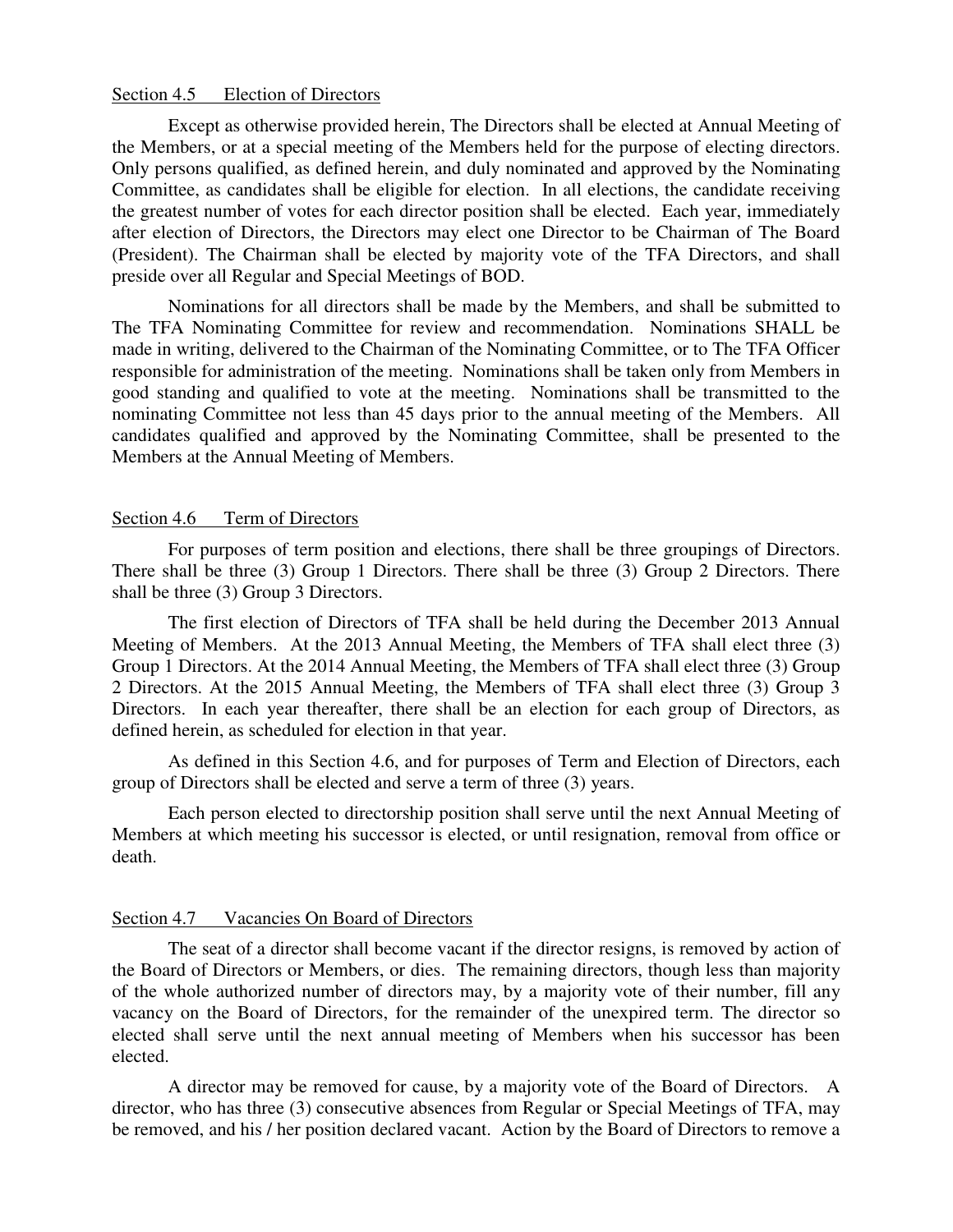Section 4.5 Election of Directors

Except as otherwise provided herein, The Directors shall be elected at Annual Meeting of the Members, or at a special meeting of the Members held for the purpose of electing directors. Only persons qualified, as defined herein, and duly nominated and approved by the Nominating Committee, as candidates shall be eligible for election. In all elections, the candidate receiving the greatest number of votes for each director position shall be elected. Each year, immediately after election of Directors, the Directors may elect one Director to be Chairman of The Board (President). The Chairman shall be elected by majority vote of the TFA Directors, and shall preside over all Regular and Special Meetings of BOD.

Nominations for all directors shall be made by the Members, and shall be submitted to The TFA Nominating Committee for review and recommendation. Nominations SHALL be made in writing, delivered to the Chairman of the Nominating Committee, or to The TFA Officer responsible for administration of the meeting. Nominations shall be taken only from Members in good standing and qualified to vote at the meeting. Nominations shall be transmitted to the nominating Committee not less than 45 days prior to the annual meeting of the Members. All candidates qualified and approved by the Nominating Committee, shall be presented to the Members at the Annual Meeting of Members.

Section 4.6 Term of Directors

For purposes of term position and elections, there shall be three groupings of Directors. There shall be three (3) Group 1 Directors. There shall be three (3) Group 2 Directors. There shall be three (3) Group 3 Directors.

The first election of Directors of TFA shall be held during the December 2013 Annual Meeting of Members. At the 2013 Annual Meeting, the Members of TFA shall elect three (3) Group 1 Directors. At the 2014 Annual Meeting, the Members of TFA shall elect three (3) Group 2 Directors. At the 2015 Annual Meeting, the Members of TFA shall elect three (3) Group 3 Directors. In each year thereafter, there shall be an election for each group of Directors, as defined herein, as scheduled for election in that year.

As defined in this Section 4.6, and for purposes of Term and Election of Directors, each group of Directors shall be elected and serve a term of three (3) years.

Each person elected to directorship position shall serve until the next Annual Meeting of Members at which meeting his successor is elected, or until resignation, removal from office or death.

Section 4.7 Vacancies On Board of Directors

The seat of a director shall become vacant if the director resigns, is removed by action of the Board of Directors or Members, or dies. The remaining directors, though less than majority of the whole authorized number of directors may, by a majority vote of their number, fill any vacancy on the Board of Directors, for the remainder of the unexpired term. The director so elected shall serve until the next annual meeting of Members when his successor has been elected.

A director may be removed for cause, by a majority vote of the Board of Directors. A director, who has three (3) consecutive absences from Regular or Special Meetings of TFA, may be removed, and his / her position declared vacant. Action by the Board of Directors to remove a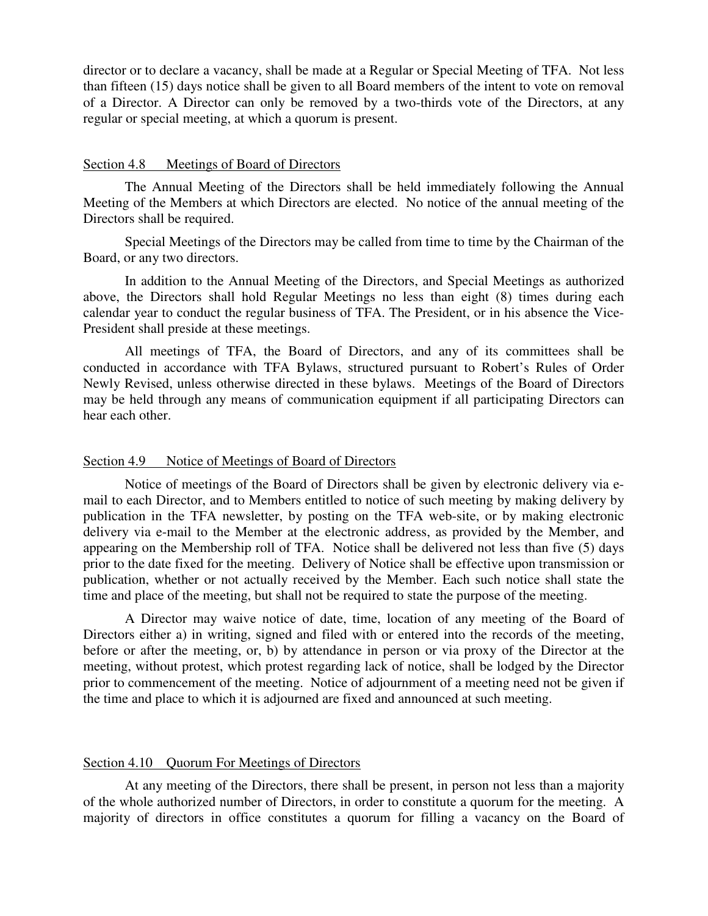director or to declare a vacancy, shall be made at a Regular or Special Meeting of TFA. Not less than fifteen (15) days notice shall be given to all Board members of the intent to vote on removal of a Director. A Director can only be removed by a two-thirds vote of the Directors, at any regular or special meeting, at which a quorum is present.

## Section 4.8 Meetings of Board of Directors

The Annual Meeting of the Directors shall be held immediately following the Annual Meeting of the Members at which Directors are elected. No notice of the annual meeting of the Directors shall be required.

Special Meetings of the Directors may be called from time to time by the Chairman of the Board, or any two directors.

In addition to the Annual Meeting of the Directors, and Special Meetings as authorized above, the Directors shall hold Regular Meetings no less than eight (8) times during each calendar year to conduct the regular business of TFA. The President, or in his absence the Vice-President shall preside at these meetings.

All meetings of TFA, the Board of Directors, and any of its committees shall be conducted in accordance with TFA Bylaws, structured pursuant to Robert's Rules of Order Newly Revised, unless otherwise directed in these bylaws. Meetings of the Board of Directors may be held through any means of communication equipment if all participating Directors can hear each other.

## Section 4.9 Notice of Meetings of Board of Directors

Notice of meetings of the Board of Directors shall be given by electronic delivery via e-mail to each Director, and to Members entitled to notice of such meeting by making delivery by publication in the TFA newsletter, by posting on the TFA web-site, or by making electronic delivery via e-mail to the Member at the electronic address, as provided by the Member, and appearing on the Membership roll of TFA. Notice shall be delivered not less than five (5) days prior to the date fixed for the meeting. Delivery of Notice shall be effective upon transmission or publication, whether or not actually received by the Member. Each such notice shall state the time and place of the meeting, but shall not be required to state the purpose of the meeting.

A Director may waive notice of date, time, location of any meeting of the Board of Directors either a) in writing, signed and filed with or entered into the records of the meeting, before or after the meeting, or, b) by attendance in person or via proxy of the Director at the meeting, without protest, which protest regarding lack of notice, shall be lodged by the Director prior to commencement of the meeting. Notice of adjournment of a meeting need not be given if the time and place to which it is adjourned are fixed and announced at such meeting.

## Section 4.10 Quorum For Meetings of Directors

At any meeting of the Directors, there shall be present, in person not less than a majority of the whole authorized number of Directors, in order to constitute a quorum for the meeting. A majority of directors in office constitutes a quorum for filling a vacancy on the Board of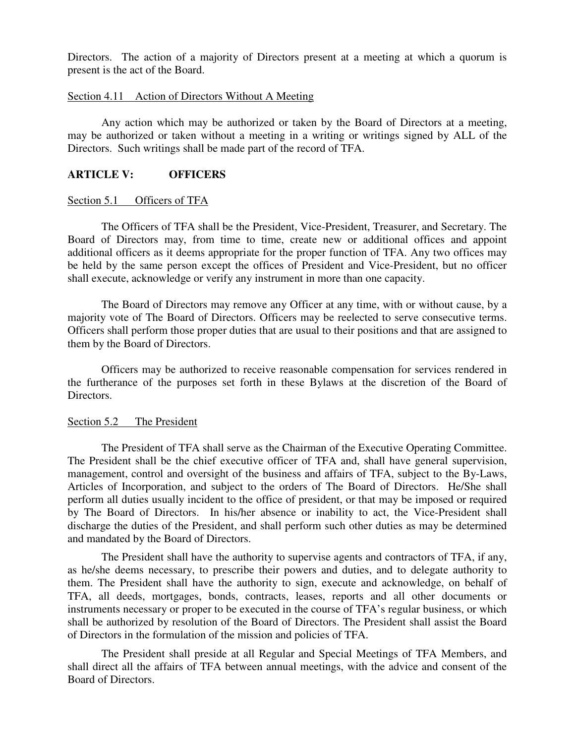Directors. The action of a majority of Directors present at a meeting at which a quorum is present is the act of the Board.

Section 4.11 Action of Directors Without A Meeting

Any action which may be authorized or taken by the Board of Directors at a meeting, may be authorized or taken without a meeting in a writing or writings signed by ALL of the Directors. Such writings shall be made part of the record of TFA.

## ARTICLE V: OFFICERS

Section 5.1 Officers of TFA

The Officers of TFA shall be the President, Vice-President, Treasurer, and Secretary. The Board of Directors may, from time to time, create new or additional offices and appoint additional officers as it deems appropriate for the proper function of TFA. Any two offices may be held by the same person except the offices of President and Vice-President, but no officer shall execute, acknowledge or verify any instrument in more than one capacity.

The Board of Directors may remove any Officer at any time, with or without cause, by a majority vote of The Board of Directors. Officers may be reelected to serve consecutive terms. Officers shall perform those proper duties that are usual to their positions and that are assigned to them by the Board of Directors.

Officers may be authorized to receive reasonable compensation for services rendered in the furtherance of the purposes set forth in these Bylaws at the discretion of the Board of Directors.

Section 5.2 The President

The President of TFA shall serve as the Chairman of the Executive Operating Committee. The President shall be the chief executive officer of TFA and, shall have general supervision, management, control and oversight of the business and affairs of TFA, subject to the By-Laws, Articles of Incorporation, and subject to the orders of The Board of Directors. He/She shall perform all duties usually incident to the office of president, or that may be imposed or required by The Board of Directors. In his/her absence or inability to act, the Vice-President shall discharge the duties of the President, and shall perform such other duties as may be determined and mandated by the Board of Directors.

The President shall have the authority to supervise agents and contractors of TFA, if any, as he/she deems necessary, to prescribe their powers and duties, and to delegate authority to them. The President shall have the authority to sign, execute and acknowledge, on behalf of TFA, all deeds, mortgages, bonds, contracts, leases, reports and all other documents or instruments necessary or proper to be executed in the course of TFA's regular business, or which shall be authorized by resolution of the Board of Directors. The President shall assist the Board of Directors in the formulation of the mission and policies of TFA.

The President shall preside at all Regular and Special Meetings of TFA Members, and shall direct all the affairs of TFA between annual meetings, with the advice and consent of the Board of Directors.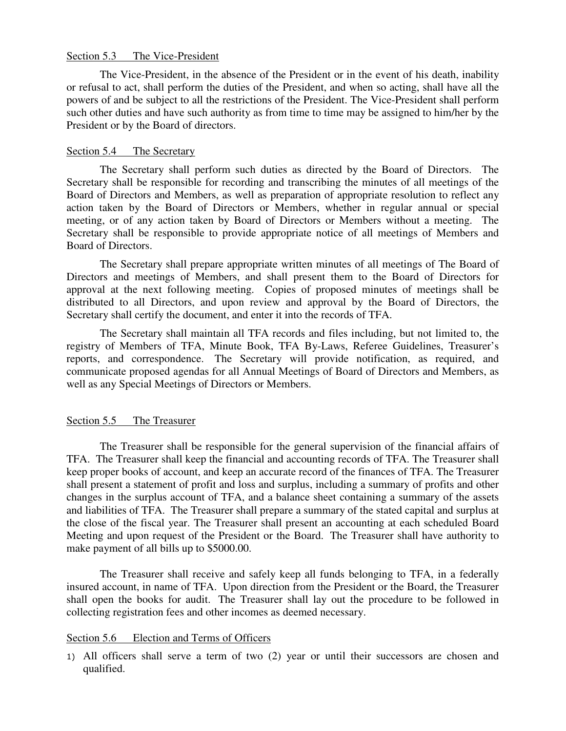Section 5.3 The Vice-President

The Vice-President, in the absence of the President or in the event of his death, inability or refusal to act, shall perform the duties of the President, and when so acting, shall have all the powers of and be subject to all the restrictions of the President. The Vice-President shall perform such other duties and have such authority as from time to time may be assigned to him/her by the President or by the Board of directors.

Section 5.4 The Secretary

The Secretary shall perform such duties as directed by the Board of Directors. The Secretary shall be responsible for recording and transcribing the minutes of all meetings of the Board of Directors and Members, as well as preparation of appropriate resolution to reflect any action taken by the Board of Directors or Members, whether in regular annual or special meeting, or of any action taken by Board of Directors or Members without a meeting. The Secretary shall be responsible to provide appropriate notice of all meetings of Members and Board of Directors.

The Secretary shall prepare appropriate written minutes of all meetings of The Board of Directors and meetings of Members, and shall present them to the Board of Directors for approval at the next following meeting. Copies of proposed minutes of meetings shall be distributed to all Directors, and upon review and approval by the Board of Directors, the Secretary shall certify the document, and enter it into the records of TFA.

The Secretary shall maintain all TFA records and files including, but not limited to, the registry of Members of TFA, Minute Book, TFA By-Laws, Referee Guidelines, Treasurer's reports, and correspondence. The Secretary will provide notification, as required, and communicate proposed agendas for all Annual Meetings of Board of Directors and Members, as well as any Special Meetings of Directors or Members.

Section 5.5 The Treasurer

The Treasurer shall be responsible for the general supervision of the financial affairs of TFA. The Treasurer shall keep the financial and accounting records of TFA. The Treasurer shall keep proper books of account, and keep an accurate record of the finances of TFA. The Treasurer shall present a statement of profit and loss and surplus, including a summary of profits and other changes in the surplus account of TFA, and a balance sheet containing a summary of the assets and liabilities of TFA. The Treasurer shall prepare a summary of the stated capital and surplus at the close of the fiscal year. The Treasurer shall present an accounting at each scheduled Board Meeting and upon request of the President or the Board. The Treasurer shall have authority to make payment of all bills up to $5000.00.

The Treasurer shall receive and safely keep all funds belonging to TFA, in a federally insured account, in name of TFA. Upon direction from the President or the Board, the Treasurer shall open the books for audit. The Treasurer shall lay out the procedure to be followed in collecting registration fees and other incomes as deemed necessary.

Section 5.6 Election and Terms of Officers

1) All officers shall serve a term of two (2) year or until their successors are chosen and qualified.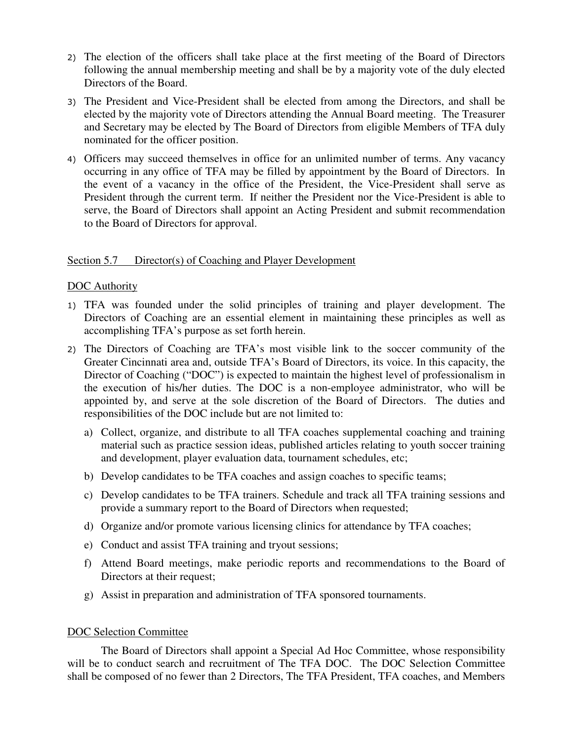2) The election of the officers shall take place at the first meeting of the Board of Directors following the annual membership meeting and shall be by a majority vote of the duly elected Directors of the Board.

3) The President and Vice-President shall be elected from among the Directors, and shall be elected by the majority vote of Directors attending the Annual Board meeting. The Treasurer and Secretary may be elected by The Board of Directors from eligible Members of TFA duly nominated for the officer position.

4) Officers may succeed themselves in office for an unlimited number of terms. Any vacancy occurring in any office of TFA may be filled by appointment by the Board of Directors. In the event of a vacancy in the office of the President, the Vice-President shall serve as President through the current term. If neither the President nor the Vice-President is able to serve, the Board of Directors shall appoint an Acting President and submit recommendation to the Board of Directors for approval.

## Section 5.7 Director(s) of Coaching and Player Development

### DOC Authority

1) TFA was founded under the solid principles of training and player development. The Directors of Coaching are an essential element in maintaining these principles as well as accomplishing TFA's purpose as set forth herein.

2) The Directors of Coaching are TFA's most visible link to the soccer community of the Greater Cincinnati area and, outside TFA's Board of Directors, its voice. In this capacity, the Director of Coaching ("DOC") is expected to maintain the highest level of professionalism in the execution of his/her duties. The DOC is a non-employee administrator, who will be appointed by, and serve at the sole discretion of the Board of Directors. The duties and responsibilities of the DOC include but are not limited to:

   a) Collect, organize, and distribute to all TFA coaches supplemental coaching and training material such as practice session ideas, published articles relating to youth soccer training and development, player evaluation data, tournament schedules, etc;

   b) Develop candidates to be TFA coaches and assign coaches to specific teams;

   c) Develop candidates to be TFA trainers. Schedule and track all TFA training sessions and provide a summary report to the Board of Directors when requested;

   d) Organize and/or promote various licensing clinics for attendance by TFA coaches;

   e) Conduct and assist TFA training and tryout sessions;

   f) Attend Board meetings, make periodic reports and recommendations to the Board of Directors at their request;

   g) Assist in preparation and administration of TFA sponsored tournaments.

### DOC Selection Committee

The Board of Directors shall appoint a Special Ad Hoc Committee, whose responsibility will be to conduct search and recruitment of The TFA DOC. The DOC Selection Committee shall be composed of no fewer than 2 Directors, The TFA President, TFA coaches, and Members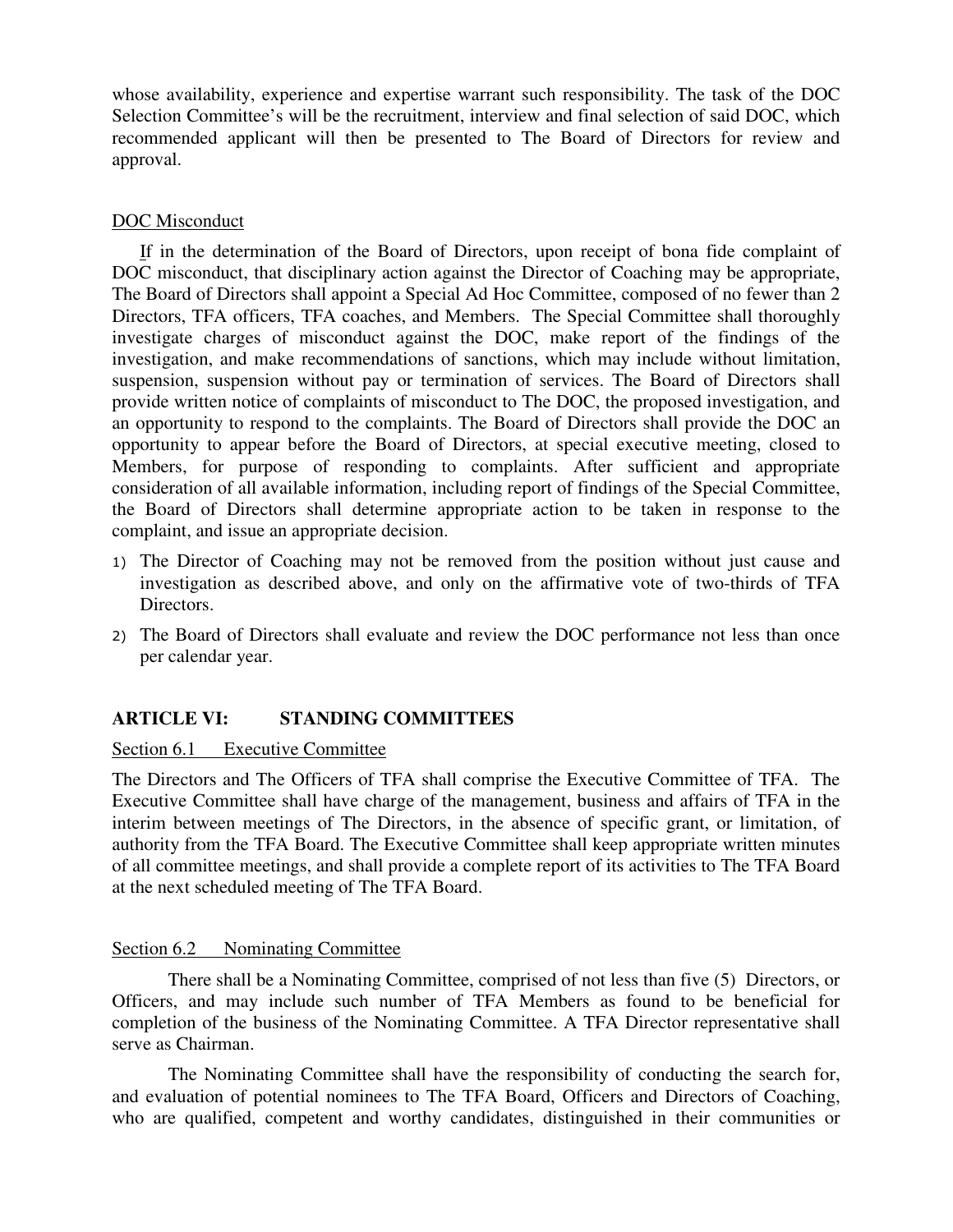whose availability, experience and expertise warrant such responsibility. The task of the DOC Selection Committee's will be the recruitment, interview and final selection of said DOC, which recommended applicant will then be presented to The Board of Directors for review and approval.

DOC Misconduct

If in the determination of the Board of Directors, upon receipt of bona fide complaint of DOC misconduct, that disciplinary action against the Director of Coaching may be appropriate, The Board of Directors shall appoint a Special Ad Hoc Committee, composed of no fewer than 2 Directors, TFA officers, TFA coaches, and Members. The Special Committee shall thoroughly investigate charges of misconduct against the DOC, make report of the findings of the investigation, and make recommendations of sanctions, which may include without limitation, suspension, suspension without pay or termination of services. The Board of Directors shall provide written notice of complaints of misconduct to The DOC, the proposed investigation, and an opportunity to respond to the complaints. The Board of Directors shall provide the DOC an opportunity to appear before the Board of Directors, at special executive meeting, closed to Members, for purpose of responding to complaints. After sufficient and appropriate consideration of all available information, including report of findings of the Special Committee, the Board of Directors shall determine appropriate action to be taken in response to the complaint, and issue an appropriate decision.

1) The Director of Coaching may not be removed from the position without just cause and investigation as described above, and only on the affirmative vote of two-thirds of TFA Directors.
2) The Board of Directors shall evaluate and review the DOC performance not less than once per calendar year.

## ARTICLE VI: STANDING COMMITTEES

Section 6.1 Executive Committee

The Directors and The Officers of TFA shall comprise the Executive Committee of TFA. The Executive Committee shall have charge of the management, business and affairs of TFA in the interim between meetings of The Directors, in the absence of specific grant, or limitation, of authority from the TFA Board. The Executive Committee shall keep appropriate written minutes of all committee meetings, and shall provide a complete report of its activities to The TFA Board at the next scheduled meeting of The TFA Board.

Section 6.2 Nominating Committee

There shall be a Nominating Committee, comprised of not less than five (5) Directors, or Officers, and may include such number of TFA Members as found to be beneficial for completion of the business of the Nominating Committee. A TFA Director representative shall serve as Chairman.

The Nominating Committee shall have the responsibility of conducting the search for, and evaluation of potential nominees to The TFA Board, Officers and Directors of Coaching, who are qualified, competent and worthy candidates, distinguished in their communities or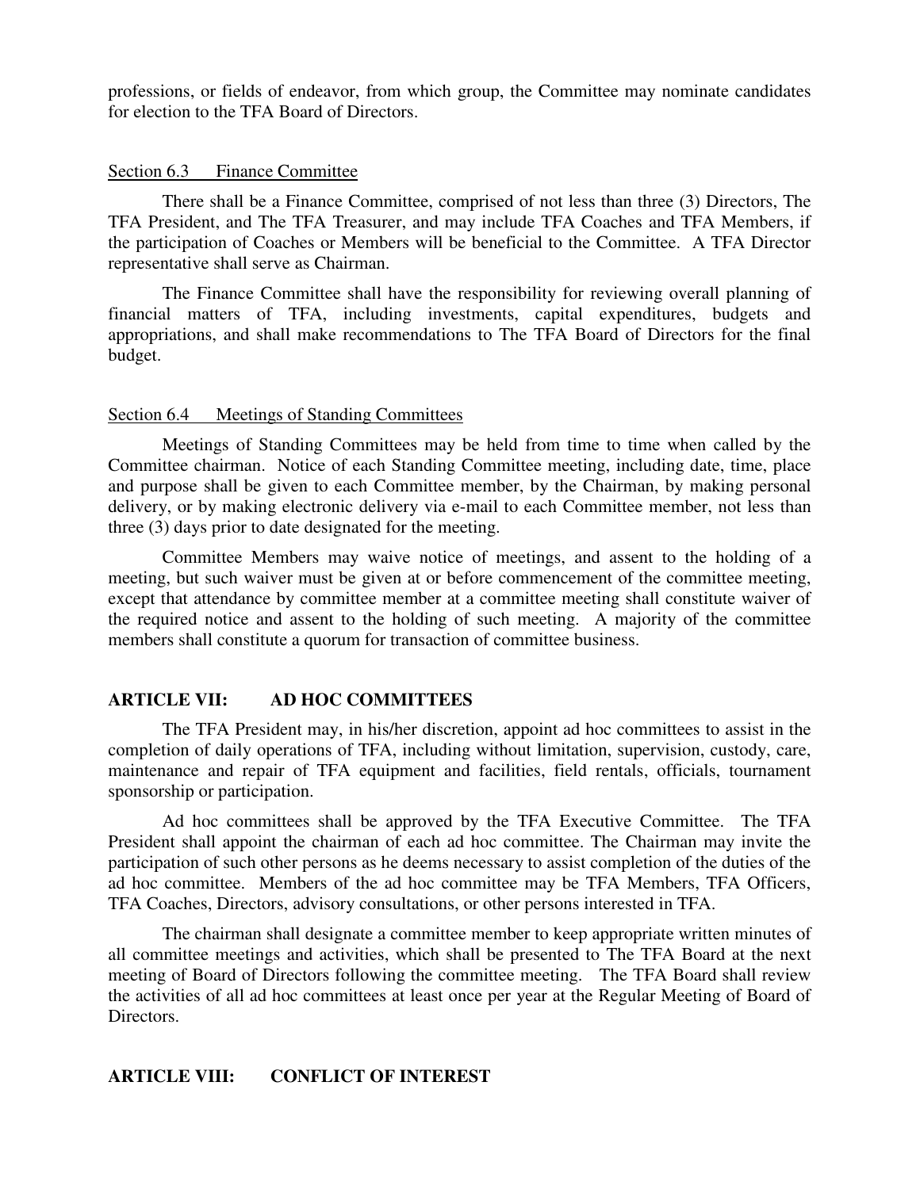professions, or fields of endeavor, from which group, the Committee may nominate candidates for election to the TFA Board of Directors.

Section 6.3 Finance Committee

There shall be a Finance Committee, comprised of not less than three (3) Directors, The TFA President, and The TFA Treasurer, and may include TFA Coaches and TFA Members, if the participation of Coaches or Members will be beneficial to the Committee. A TFA Director representative shall serve as Chairman.

The Finance Committee shall have the responsibility for reviewing overall planning of financial matters of TFA, including investments, capital expenditures, budgets and appropriations, and shall make recommendations to The TFA Board of Directors for the final budget.

Section 6.4 Meetings of Standing Committees

Meetings of Standing Committees may be held from time to time when called by the Committee chairman. Notice of each Standing Committee meeting, including date, time, place and purpose shall be given to each Committee member, by the Chairman, by making personal delivery, or by making electronic delivery via e-mail to each Committee member, not less than three (3) days prior to date designated for the meeting.

Committee Members may waive notice of meetings, and assent to the holding of a meeting, but such waiver must be given at or before commencement of the committee meeting, except that attendance by committee member at a committee meeting shall constitute waiver of the required notice and assent to the holding of such meeting. A majority of the committee members shall constitute a quorum for transaction of committee business.

## ARTICLE VII: AD HOC COMMITTEES

The TFA President may, in his/her discretion, appoint ad hoc committees to assist in the completion of daily operations of TFA, including without limitation, supervision, custody, care, maintenance and repair of TFA equipment and facilities, field rentals, officials, tournament sponsorship or participation.

Ad hoc committees shall be approved by the TFA Executive Committee. The TFA President shall appoint the chairman of each ad hoc committee. The Chairman may invite the participation of such other persons as he deems necessary to assist completion of the duties of the ad hoc committee. Members of the ad hoc committee may be TFA Members, TFA Officers, TFA Coaches, Directors, advisory consultations, or other persons interested in TFA.

The chairman shall designate a committee member to keep appropriate written minutes of all committee meetings and activities, which shall be presented to The TFA Board at the next meeting of Board of Directors following the committee meeting. The TFA Board shall review the activities of all ad hoc committees at least once per year at the Regular Meeting of Board of Directors.

## ARTICLE VIII: CONFLICT OF INTEREST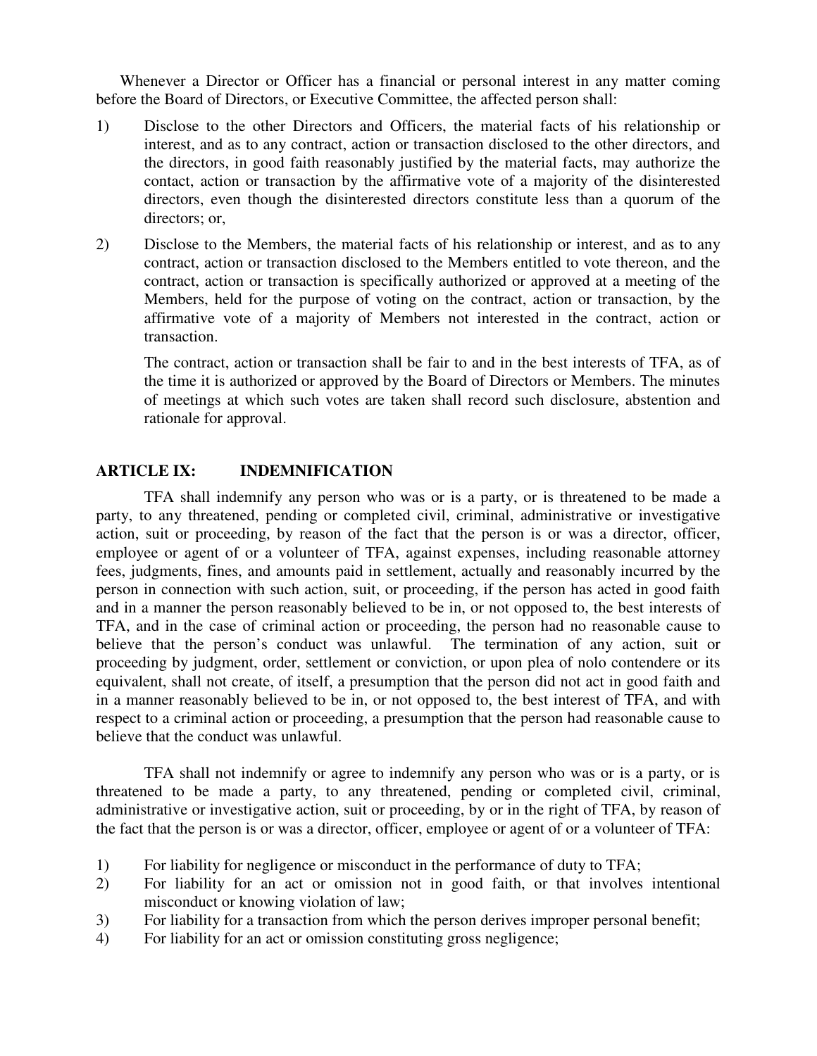Whenever a Director or Officer has a financial or personal interest in any matter coming before the Board of Directors, or Executive Committee, the affected person shall:

1) Disclose to the other Directors and Officers, the material facts of his relationship or interest, and as to any contract, action or transaction disclosed to the other directors, and the directors, in good faith reasonably justified by the material facts, may authorize the contact, action or transaction by the affirmative vote of a majority of the disinterested directors, even though the disinterested directors constitute less than a quorum of the directors; or,

2) Disclose to the Members, the material facts of his relationship or interest, and as to any contract, action or transaction disclosed to the Members entitled to vote thereon, and the contract, action or transaction is specifically authorized or approved at a meeting of the Members, held for the purpose of voting on the contract, action or transaction, by the affirmative vote of a majority of Members not interested in the contract, action or transaction.

   The contract, action or transaction shall be fair to and in the best interests of TFA, as of the time it is authorized or approved by the Board of Directors or Members. The minutes of meetings at which such votes are taken shall record such disclosure, abstention and rationale for approval.

## ARTICLE IX: INDEMNIFICATION

TFA shall indemnify any person who was or is a party, or is threatened to be made a party, to any threatened, pending or completed civil, criminal, administrative or investigative action, suit or proceeding, by reason of the fact that the person is or was a director, officer, employee or agent of or a volunteer of TFA, against expenses, including reasonable attorney fees, judgments, fines, and amounts paid in settlement, actually and reasonably incurred by the person in connection with such action, suit, or proceeding, if the person has acted in good faith and in a manner the person reasonably believed to be in, or not opposed to, the best interests of TFA, and in the case of criminal action or proceeding, the person had no reasonable cause to believe that the person's conduct was unlawful. The termination of any action, suit or proceeding by judgment, order, settlement or conviction, or upon plea of nolo contendere or its equivalent, shall not create, of itself, a presumption that the person did not act in good faith and in a manner reasonably believed to be in, or not opposed to, the best interest of TFA, and with respect to a criminal action or proceeding, a presumption that the person had reasonable cause to believe that the conduct was unlawful.

TFA shall not indemnify or agree to indemnify any person who was or is a party, or is threatened to be made a party, to any threatened, pending or completed civil, criminal, administrative or investigative action, suit or proceeding, by or in the right of TFA, by reason of the fact that the person is or was a director, officer, employee or agent of or a volunteer of TFA:

1) For liability for negligence or misconduct in the performance of duty to TFA;
2) For liability for an act or omission not in good faith, or that involves intentional misconduct or knowing violation of law;
3) For liability for a transaction from which the person derives improper personal benefit;
4) For liability for an act or omission constituting gross negligence;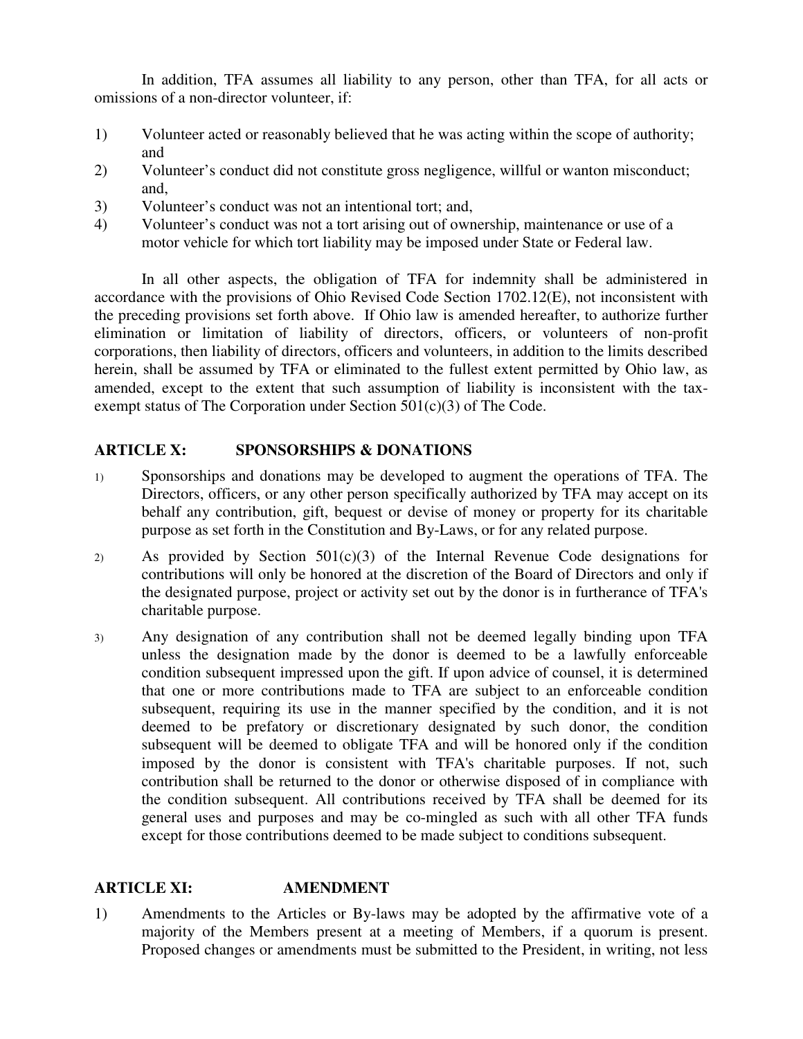In addition, TFA assumes all liability to any person, other than TFA, for all acts or omissions of a non-director volunteer, if:

1) Volunteer acted or reasonably believed that he was acting within the scope of authority; and
2) Volunteer's conduct did not constitute gross negligence, willful or wanton misconduct; and,
3) Volunteer's conduct was not an intentional tort; and,
4) Volunteer's conduct was not a tort arising out of ownership, maintenance or use of a motor vehicle for which tort liability may be imposed under State or Federal law.

In all other aspects, the obligation of TFA for indemnity shall be administered in accordance with the provisions of Ohio Revised Code Section 1702.12(E), not inconsistent with the preceding provisions set forth above. If Ohio law is amended hereafter, to authorize further elimination or limitation of liability of directors, officers, or volunteers of non-profit corporations, then liability of directors, officers and volunteers, in addition to the limits described herein, shall be assumed by TFA or eliminated to the fullest extent permitted by Ohio law, as amended, except to the extent that such assumption of liability is inconsistent with the tax-exempt status of The Corporation under Section 501(c)(3) of The Code.

## ARTICLE X: SPONSORSHIPS & DONATIONS

1) Sponsorships and donations may be developed to augment the operations of TFA. The Directors, officers, or any other person specifically authorized by TFA may accept on its behalf any contribution, gift, bequest or devise of money or property for its charitable purpose as set forth in the Constitution and By-Laws, or for any related purpose.

2) As provided by Section 501(c)(3) of the Internal Revenue Code designations for contributions will only be honored at the discretion of the Board of Directors and only if the designated purpose, project or activity set out by the donor is in furtherance of TFA's charitable purpose.

3) Any designation of any contribution shall not be deemed legally binding upon TFA unless the designation made by the donor is deemed to be a lawfully enforceable condition subsequent impressed upon the gift. If upon advice of counsel, it is determined that one or more contributions made to TFA are subject to an enforceable condition subsequent, requiring its use in the manner specified by the condition, and it is not deemed to be prefatory or discretionary designated by such donor, the condition subsequent will be deemed to obligate TFA and will be honored only if the condition imposed by the donor is consistent with TFA's charitable purposes. If not, such contribution shall be returned to the donor or otherwise disposed of in compliance with the condition subsequent. All contributions received by TFA shall be deemed for its general uses and purposes and may be co-mingled as such with all other TFA funds except for those contributions deemed to be made subject to conditions subsequent.

## ARTICLE XI: AMENDMENT

1) Amendments to the Articles or By-laws may be adopted by the affirmative vote of a majority of the Members present at a meeting of Members, if a quorum is present. Proposed changes or amendments must be submitted to the President, in writing, not less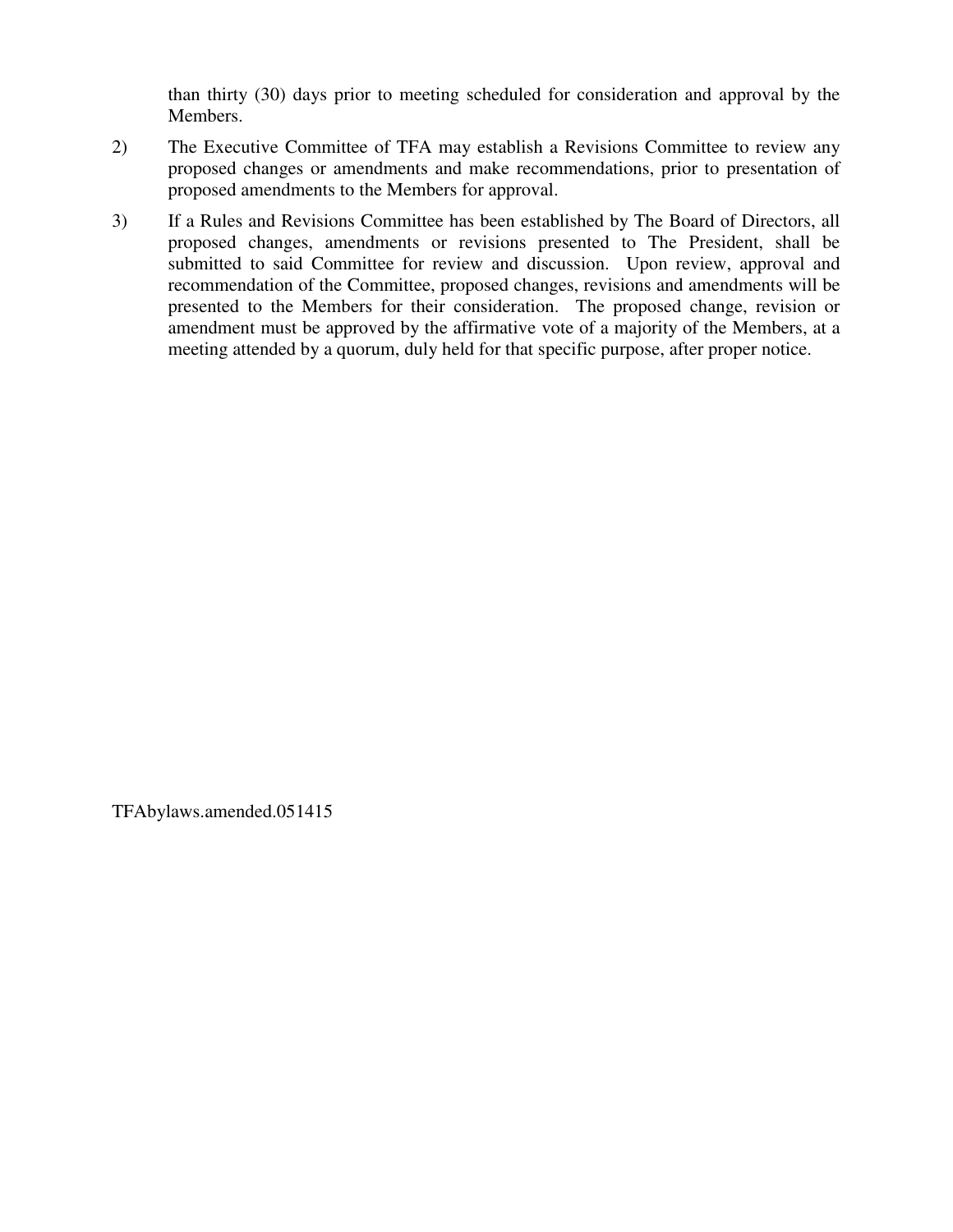than thirty (30) days prior to meeting scheduled for consideration and approval by the Members.

2) The Executive Committee of TFA may establish a Revisions Committee to review any proposed changes or amendments and make recommendations, prior to presentation of proposed amendments to the Members for approval.

3) If a Rules and Revisions Committee has been established by The Board of Directors, all proposed changes, amendments or revisions presented to The President, shall be submitted to said Committee for review and discussion. Upon review, approval and recommendation of the Committee, proposed changes, revisions and amendments will be presented to the Members for their consideration. The proposed change, revision or amendment must be approved by the affirmative vote of a majority of the Members, at a meeting attended by a quorum, duly held for that specific purpose, after proper notice.

TFAbylaws.amended.051415